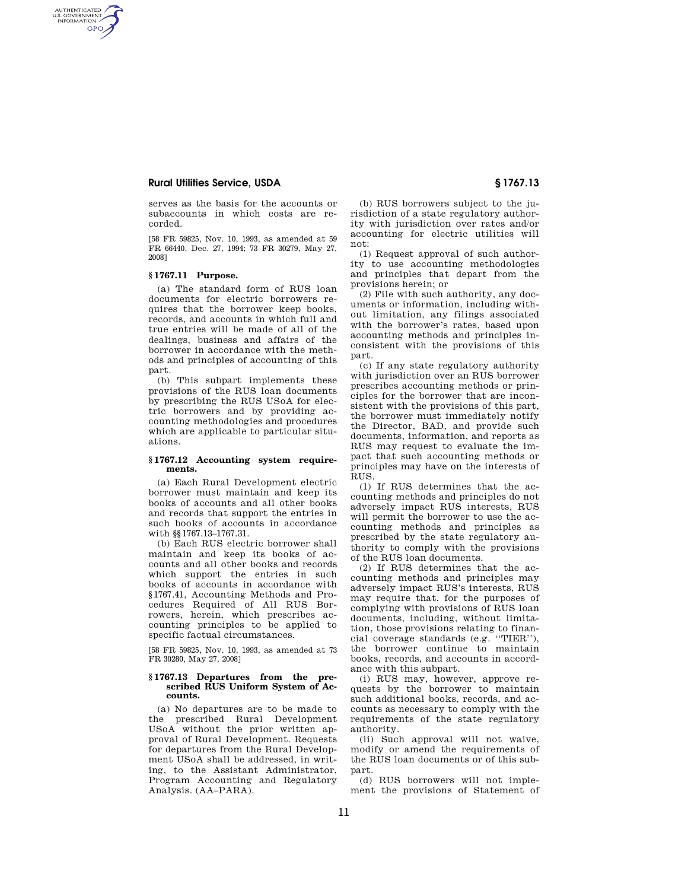serves as the basis for the accounts or subaccounts in which costs are recorded.

[58 FR 59825, Nov. 10, 1993, as amended at 59 FR 66440, Dec. 27, 1994; 73 FR 30279, May 27, 2008]

### § 1767.11 Purpose.

(a) The standard form of RUS loan documents for electric borrowers requires that the borrower keep books, records, and accounts in which full and true entries will be made of all of the dealings, business and affairs of the borrower in accordance with the methods and principles of accounting of this part.

(b) This subpart implements these provisions of the RUS loan documents by prescribing the RUS USoA for electric borrowers and by providing accounting methodologies and procedures which are applicable to particular situations.

### § 1767.12 Accounting system requirements.

(a) Each Rural Development electric borrower must maintain and keep its books of accounts and all other books and records that support the entries in such books of accounts in accordance with §§ 1767.13–1767.31.

(b) Each RUS electric borrower shall maintain and keep its books of accounts and all other books and records which support the entries in such books of accounts in accordance with § 1767.41, Accounting Methods and Procedures Required of All RUS Borrowers, herein, which prescribes accounting principles to be applied to specific factual circumstances.

[58 FR 59825, Nov. 10, 1993, as amended at 73 FR 30280, May 27, 2008]

### § 1767.13 Departures from the prescribed RUS Uniform System of Accounts.

(a) No departures are to be made to the prescribed Rural Development USoA without the prior written approval of Rural Development. Requests for departures from the Rural Development USoA shall be addressed, in writing, to the Assistant Administrator, Program Accounting and Regulatory Analysis. (AA–PARA).

(b) RUS borrowers subject to the jurisdiction of a state regulatory authority with jurisdiction over rates and/or accounting for electric utilities will not:

(1) Request approval of such authority to use accounting methodologies and principles that depart from the provisions herein; or

(2) File with such authority, any documents or information, including without limitation, any filings associated with the borrower's rates, based upon accounting methods and principles inconsistent with the provisions of this part.

(c) If any state regulatory authority with jurisdiction over an RUS borrower prescribes accounting methods or principles for the borrower that are inconsistent with the provisions of this part, the borrower must immediately notify the Director, BAD, and provide such documents, information, and reports as RUS may request to evaluate the impact that such accounting methods or principles may have on the interests of RUS.

(1) If RUS determines that the accounting methods and principles do not adversely impact RUS interests, RUS will permit the borrower to use the accounting methods and principles as prescribed by the state regulatory authority to comply with the provisions of the RUS loan documents.

(2) If RUS determines that the accounting methods and principles may adversely impact RUS's interests, RUS may require that, for the purposes of complying with provisions of RUS loan documents, including, without limitation, those provisions relating to financial coverage standards (e.g. "TIER"), the borrower continue to maintain books, records, and accounts in accordance with this subpart.

(i) RUS may, however, approve requests by the borrower to maintain such additional books, records, and accounts as necessary to comply with the requirements of the state regulatory authority.

(ii) Such approval will not waive, modify or amend the requirements of the RUS loan documents or of this subpart.

(d) RUS borrowers will not implement the provisions of Statement of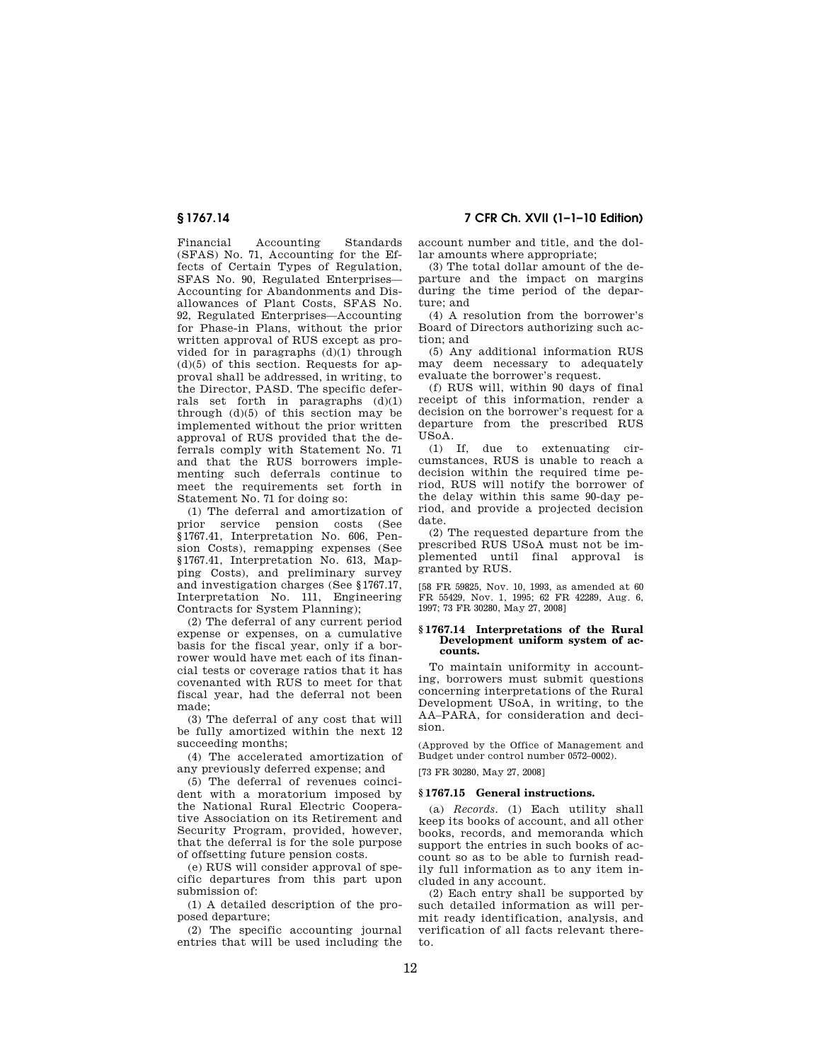Financial Accounting Standards (SFAS) No. 71, Accounting for the Effects of Certain Types of Regulation, SFAS No. 90, Regulated Enterprises—Accounting for Abandonments and Disallowances of Plant Costs, SFAS No. 92, Regulated Enterprises—Accounting for Phase-in Plans, without the prior written approval of RUS except as provided for in paragraphs (d)(1) through (d)(5) of this section. Requests for approval shall be addressed, in writing, to the Director, PASD. The specific deferrals set forth in paragraphs (d)(1) through (d)(5) of this section may be implemented without the prior written approval of RUS provided that the deferrals comply with Statement No. 71 and that the RUS borrowers implementing such deferrals continue to meet the requirements set forth in Statement No. 71 for doing so:

(1) The deferral and amortization of prior service pension costs (See §1767.41, Interpretation No. 606, Pension Costs), remapping expenses (See §1767.41, Interpretation No. 613, Mapping Costs), and preliminary survey and investigation charges (See §1767.17, Interpretation No. 111, Engineering Contracts for System Planning);

(2) The deferral of any current period expense or expenses, on a cumulative basis for the fiscal year, only if a borrower would have met each of its financial tests or coverage ratios that it has covenanted with RUS to meet for that fiscal year, had the deferral not been made;

(3) The deferral of any cost that will be fully amortized within the next 12 succeeding months;

(4) The accelerated amortization of any previously deferred expense; and

(5) The deferral of revenues coincident with a moratorium imposed by the National Rural Electric Cooperative Association on its Retirement and Security Program, provided, however, that the deferral is for the sole purpose of offsetting future pension costs.

(e) RUS will consider approval of specific departures from this part upon submission of:

(1) A detailed description of the proposed departure;

(2) The specific accounting journal entries that will be used including the account number and title, and the dollar amounts where appropriate;

(3) The total dollar amount of the departure and the impact on margins during the time period of the departure; and

(4) A resolution from the borrower's Board of Directors authorizing such action; and

(5) Any additional information RUS may deem necessary to adequately evaluate the borrower's request.

(f) RUS will, within 90 days of final receipt of this information, render a decision on the borrower's request for a departure from the prescribed RUS USoA.

(1) If, due to extenuating circumstances, RUS is unable to reach a decision within the required time period, RUS will notify the borrower of the delay within this same 90-day period, and provide a projected decision date.

(2) The requested departure from the prescribed RUS USoA must not be implemented until final approval is granted by RUS.

[58 FR 59825, Nov. 10, 1993, as amended at 60 FR 55429, Nov. 1, 1995; 62 FR 42289, Aug. 6, 1997; 73 FR 30280, May 27, 2008]

### § 1767.14 Interpretations of the Rural Development uniform system of accounts.

To maintain uniformity in accounting, borrowers must submit questions concerning interpretations of the Rural Development USoA, in writing, to the AA–PARA, for consideration and decision.

(Approved by the Office of Management and Budget under control number 0572–0002).

[73 FR 30280, May 27, 2008]

### § 1767.15 General instructions.

(a) *Records.* (1) Each utility shall keep its books of account, and all other books, records, and memoranda which support the entries in such books of account so as to be able to furnish readily full information as to any item included in any account.

(2) Each entry shall be supported by such detailed information as will permit ready identification, analysis, and verification of all facts relevant thereto.